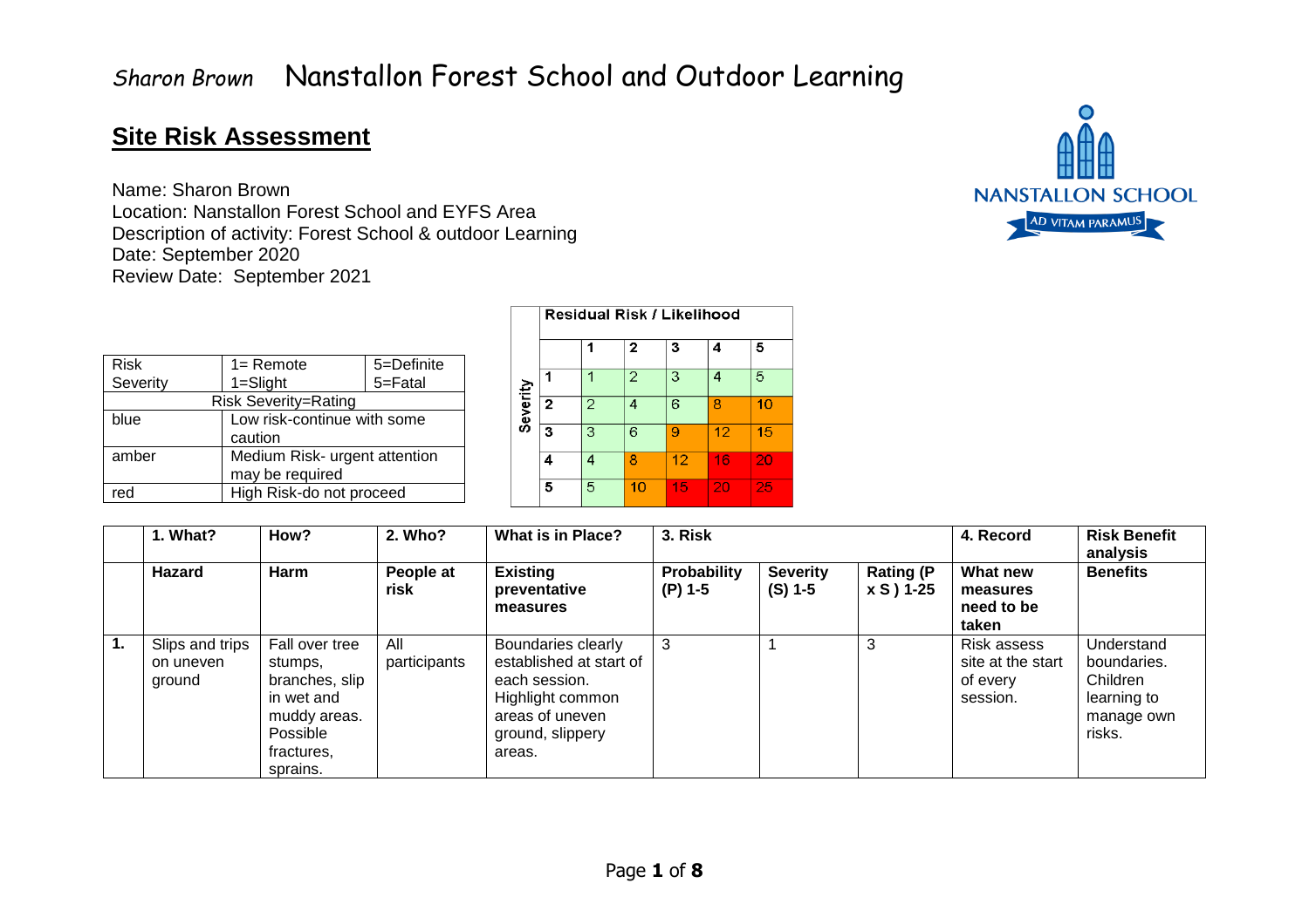# Sharon Brown Nanstallon Forest School and Outdoor Learning

NANSTALLON SCHOOL
AD VITAM PARAMUS

## Site Risk Assessment

Name: Sharon Brown
Location: Nanstallon Forest School and EYFS Area
Description of activity: Forest School & outdoor Learning
Date: September 2020
Review Date: September 2021

| Risk Severity | 1= Remote 1=Slight | 5=Definite 5=Fatal |
|---|---|---|
| Risk Severity=Rating | | |
| blue | Low risk-continue with some caution | |
| amber | Medium Risk- urgent attention may be required | |
| red | High Risk-do not proceed | |

| Severity | Residual Risk / Likelihood | | | | |
|---|---|---|---|---|---|
| | 1 | 2 | 3 | 4 | 5 |
| 1 | 1 | 2 | 3 | 4 | 5 |
| 2 | 2 | 4 | 6 | 8 | 10 |
| 3 | 3 | 6 | 9 | 12 | 15 |
| 4 | 4 | 8 | 12 | 16 | 20 |
| 5 | 5 | 10 | 15 | 20 | 25 |

| | 1. What? | How? | 2. Who? | What is in Place? | 3. Risk | | | 4. Record | Risk Benefit analysis |
|---|---|---|---|---|---|---|---|---|---|
| | **Hazard** | **Harm** | **People at risk** | **Existing preventative measures** | **Probability (P) 1-5** | **Severity (S) 1-5** | **Rating (P x S ) 1-25** | **What new measures need to be taken** | **Benefits** |
| **1.** | Slips and trips on uneven ground | Fall over tree stumps, branches, slip in wet and muddy areas. Possible fractures, sprains. | All participants | Boundaries clearly established at start of each session. Highlight common areas of uneven ground, slippery areas. | 3 | 1 | 3 | Risk assess site at the start of every session. | Understand boundaries. Children learning to manage own risks. |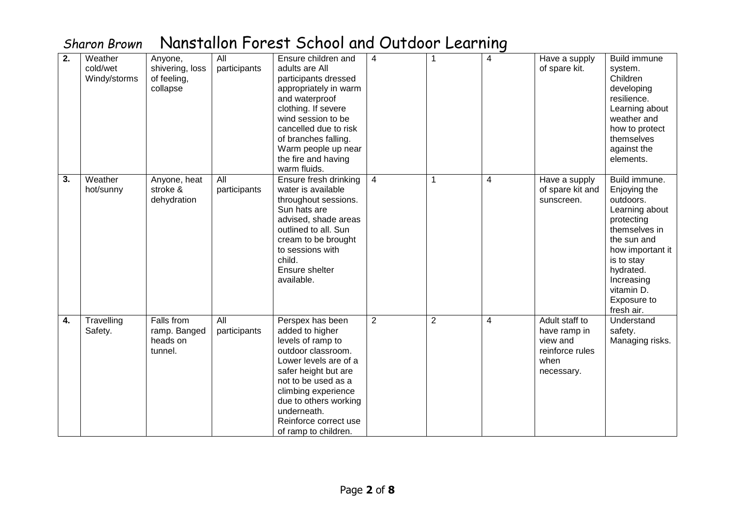| 2. | Weather cold/wet Windy/storms | Anyone, shivering, loss of feeling, collapse | All participants | Ensure children and adults are All participants dressed appropriately in warm and waterproof clothing. If severe wind session to be cancelled due to risk of branches falling. Warm people up near the fire and having warm fluids. | 4 | 1 | 4 | Have a supply of spare kit. | Build immune system. Children developing resilience. Learning about weather and how to protect themselves against the elements. |
|---|---|---|---|---|---|---|---|---|---|
| **3.** | Weather hot/sunny | Anyone, heat stroke & dehydration | All participants | Ensure fresh drinking water is available throughout sessions. Sun hats are advised, shade areas outlined to all. Sun cream to be brought to sessions with child. Ensure shelter available. | 4 | 1 | 4 | Have a supply of spare kit and sunscreen. | Build immune. Enjoying the outdoors. Learning about protecting themselves in the sun and how important it is to stay hydrated. Increasing vitamin D. Exposure to fresh air. |
| **4.** | Travelling Safety. | Falls from ramp. Banged heads on tunnel. | All participants | Perspex has been added to higher levels of ramp to outdoor classroom. Lower levels are of a safer height but are not to be used as a climbing experience due to others working underneath. Reinforce correct use of ramp to children. | 2 | 2 | 4 | Adult staff to have ramp in view and reinforce rules when necessary. | Understand safety. Managing risks. |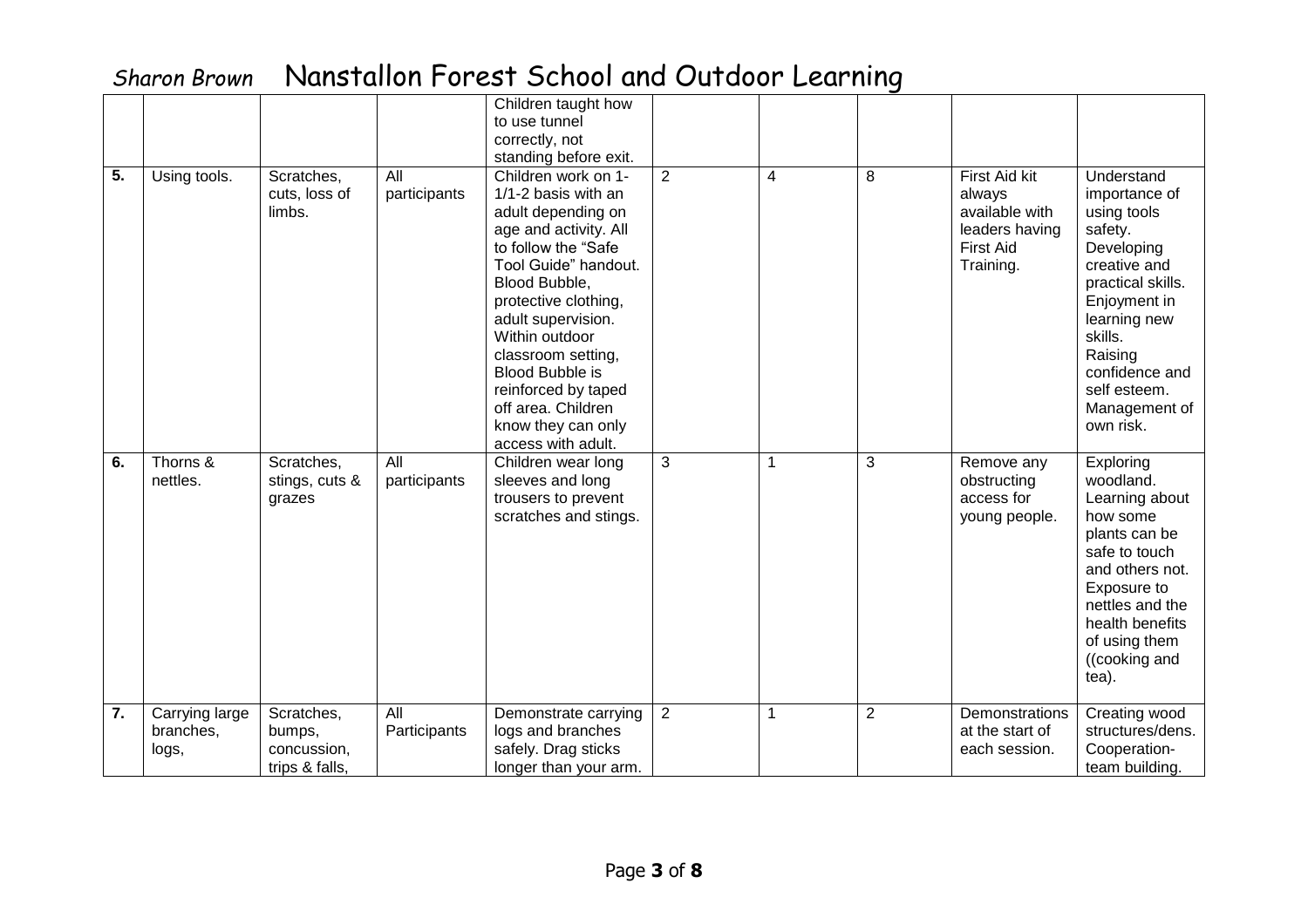| | | | | Children taught how to use tunnel correctly, not standing before exit. | | | | | |
|---|---|---|---|---|---|---|---|---|---|
| **5.** | Using tools. | Scratches, cuts, loss of limbs. | All participants | Children work on 1-1/1-2 basis with an adult depending on age and activity. All to follow the "Safe Tool Guide" handout. Blood Bubble, protective clothing, adult supervision. Within outdoor classroom setting, Blood Bubble is reinforced by taped off area. Children know they can only access with adult. | 2 | 4 | 8 | First Aid kit always available with leaders having First Aid Training. | Understand importance of using tools safety. Developing creative and practical skills. Enjoyment in learning new skills. Raising confidence and self esteem. Management of own risk. |
| **6.** | Thorns & nettles. | Scratches, stings, cuts & grazes | All participants | Children wear long sleeves and long trousers to prevent scratches and stings. | 3 | 1 | 3 | Remove any obstructing access for young people. | Exploring woodland. Learning about how some plants can be safe to touch and others not. Exposure to nettles and the health benefits of using them ((cooking and tea). |
| **7.** | Carrying large branches, logs, | Scratches, bumps, concussion, trips & falls, | All Participants | Demonstrate carrying logs and branches safely. Drag sticks longer than your arm. | 2 | 1 | 2 | Demonstrations at the start of each session. | Creating wood structures/dens. Cooperation-team building. |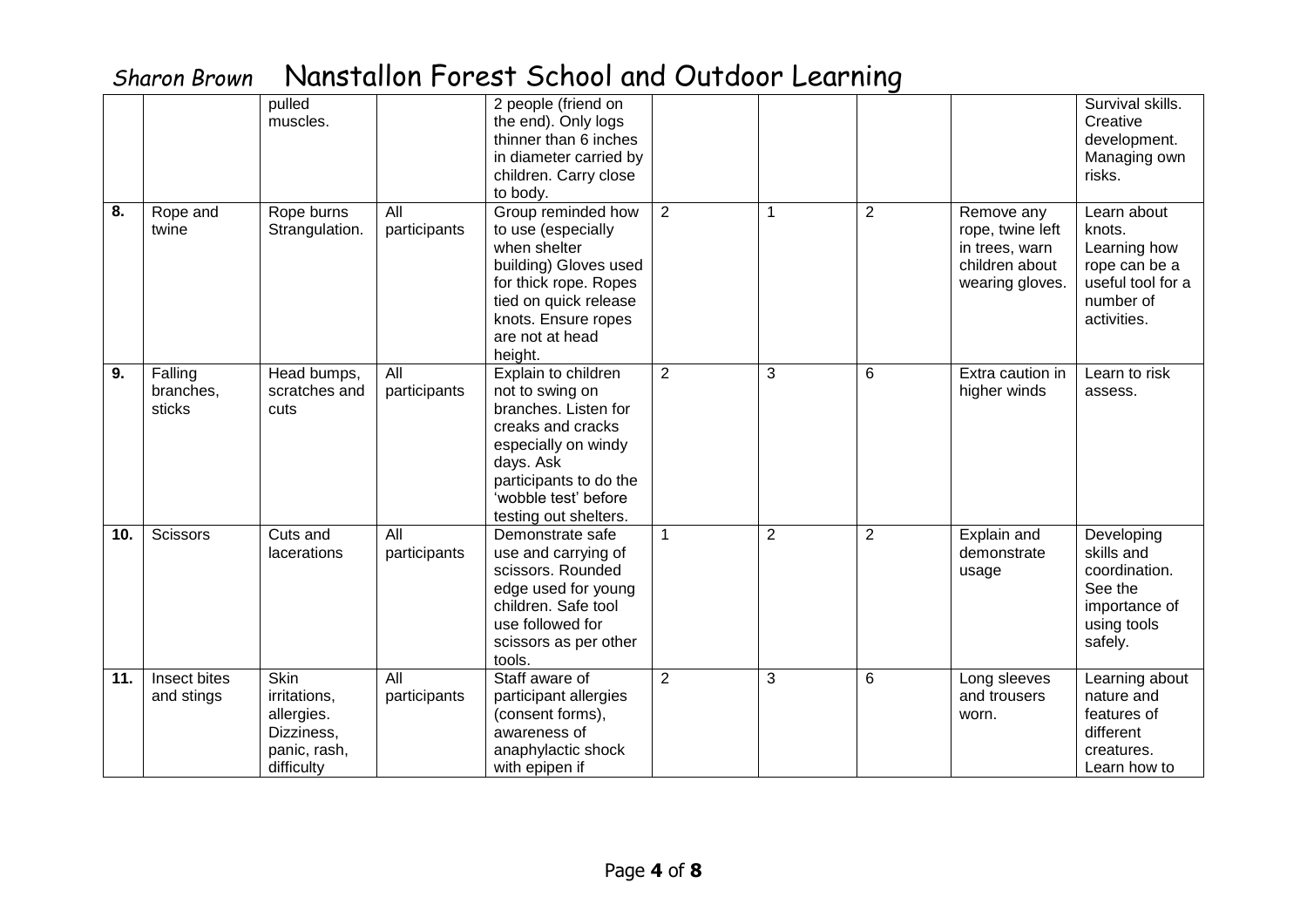|  |  | pulled muscles. |  | 2 people (friend on the end). Only logs thinner than 6 inches in diameter carried by children. Carry close to body. |  |  |  |  | Survival skills. Creative development. Managing own risks. |
|---|---|---|---|---|---|---|---|---|---|
| **8.** | Rope and twine | Rope burns Strangulation. | All participants | Group reminded how to use (especially when shelter building) Gloves used for thick rope. Ropes tied on quick release knots. Ensure ropes are not at head height. | 2 | 1 | 2 | Remove any rope, twine left in trees, warn children about wearing gloves. | Learn about knots. Learning how rope can be a useful tool for a number of activities. |
| **9.** | Falling branches, sticks | Head bumps, scratches and cuts | All participants | Explain to children not to swing on branches. Listen for creaks and cracks especially on windy days. Ask participants to do the 'wobble test' before testing out shelters. | 2 | 3 | 6 | Extra caution in higher winds | Learn to risk assess. |
| **10.** | Scissors | Cuts and lacerations | All participants | Demonstrate safe use and carrying of scissors. Rounded edge used for young children. Safe tool use followed for scissors as per other tools. | 1 | 2 | 2 | Explain and demonstrate usage | Developing skills and coordination. See the importance of using tools safely. |
| **11.** | Insect bites and stings | Skin irritations, allergies. Dizziness, panic, rash, difficulty | All participants | Staff aware of participant allergies (consent forms), awareness of anaphylactic shock with epipen if | 2 | 3 | 6 | Long sleeves and trousers worn. | Learning about nature and features of different creatures. Learn how to |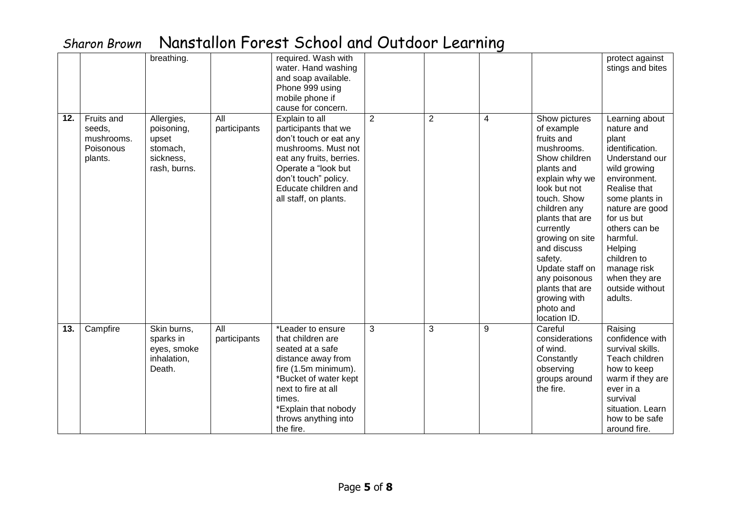| | | breathing. | | required. Wash with water. Hand washing and soap available. Phone 999 using mobile phone if cause for concern. | | | | | protect against stings and bites |
|---|---|---|---|---|---|---|---|---|---|
| **12.** | Fruits and seeds, mushrooms. Poisonous plants. | Allergies, poisoning, upset stomach, sickness, rash, burns. | All participants | Explain to all participants that we don't touch or eat any mushrooms. Must not eat any fruits, berries. Operate a "look but don't touch" policy. Educate children and all staff, on plants. | 2 | 2 | 4 | Show pictures of example fruits and mushrooms. Show children plants and explain why we look but not touch. Show children any plants that are currently growing on site and discuss safety. Update staff on any poisonous plants that are growing with photo and location ID. | Learning about nature and plant identification. Understand our wild growing environment. Realise that some plants in nature are good for us but others can be harmful. Helping children to manage risk when they are outside without adults. |
| **13.** | Campfire | Skin burns, sparks in eyes, smoke inhalation, Death. | All participants | *Leader to ensure that children are seated at a safe distance away from fire (1.5m minimum). *Bucket of water kept next to fire at all times. *Explain that nobody throws anything into the fire. | 3 | 3 | 9 | Careful considerations of wind. Constantly observing groups around the fire. | Raising confidence with survival skills. Teach children how to keep warm if they are ever in a survival situation. Learn how to be safe around fire. |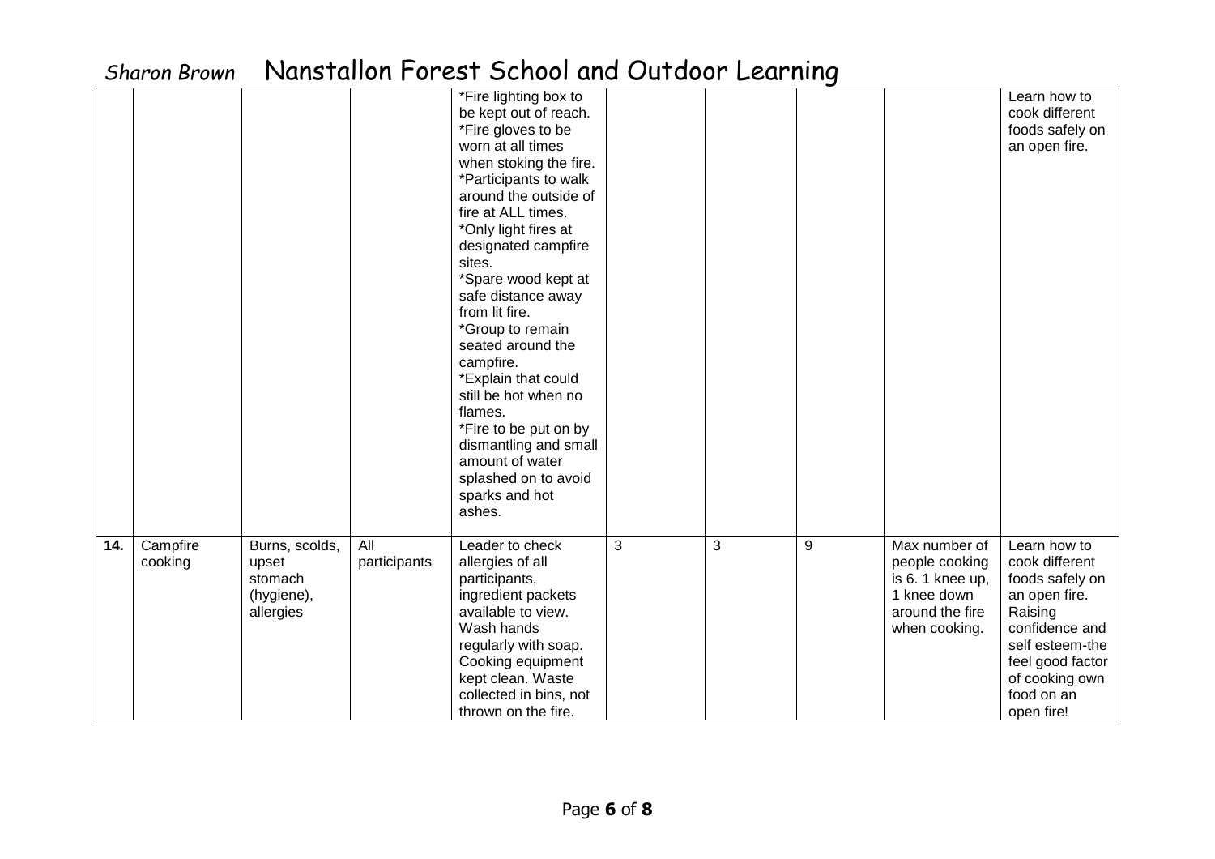| | | | | *Fire lighting box to be kept out of reach.<br>*Fire gloves to be worn at all times when stoking the fire.<br>*Participants to walk around the outside of fire at ALL times.<br>*Only light fires at designated campfire sites.<br>*Spare wood kept at safe distance away from lit fire.<br>*Group to remain seated around the campfire.<br>*Explain that could still be hot when no flames.<br>*Fire to be put on by dismantling and small amount of water splashed on to avoid sparks and hot ashes. | | | | | Learn how to cook different foods safely on an open fire. |
|---|---|---|---|---|---|---|---|---|---|
| **14.** | Campfire cooking | Burns, scolds, upset stomach (hygiene), allergies | All participants | Leader to check allergies of all participants, ingredient packets available to view. Wash hands regularly with soap. Cooking equipment kept clean. Waste collected in bins, not thrown on the fire. | 3 | 3 | 9 | Max number of people cooking is 6. 1 knee up, 1 knee down around the fire when cooking. | Learn how to cook different foods safely on an open fire. Raising confidence and self esteem-the feel good factor of cooking own food on an open fire! |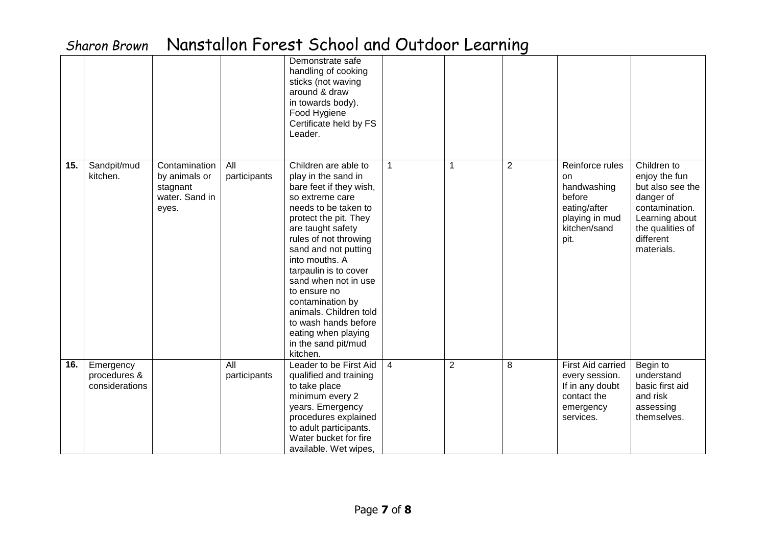| | | | | Demonstrate safe handling of cooking sticks (not waving around & draw in towards body). Food Hygiene Certificate held by FS Leader. | | | | | |
|---|---|---|---|---|---|---|---|---|---|
| **15.** | Sandpit/mud kitchen. | Contamination by animals or stagnant water. Sand in eyes. | All participants | Children are able to play in the sand in bare feet if they wish, so extreme care needs to be taken to protect the pit. They are taught safety rules of not throwing sand and not putting into mouths. A tarpaulin is to cover sand when not in use to ensure no contamination by animals. Children told to wash hands before eating when playing in the sand pit/mud kitchen. | 1 | 1 | 2 | Reinforce rules on handwashing before eating/after playing in mud kitchen/sand pit. | Children to enjoy the fun but also see the danger of contamination. Learning about the qualities of different materials. |
| **16.** | Emergency procedures & considerations | | All participants | Leader to be First Aid qualified and training to take place minimum every 2 years. Emergency procedures explained to adult participants. Water bucket for fire available. Wet wipes, | 4 | 2 | 8 | First Aid carried every session. If in any doubt contact the emergency services. | Begin to understand basic first aid and risk assessing themselves. |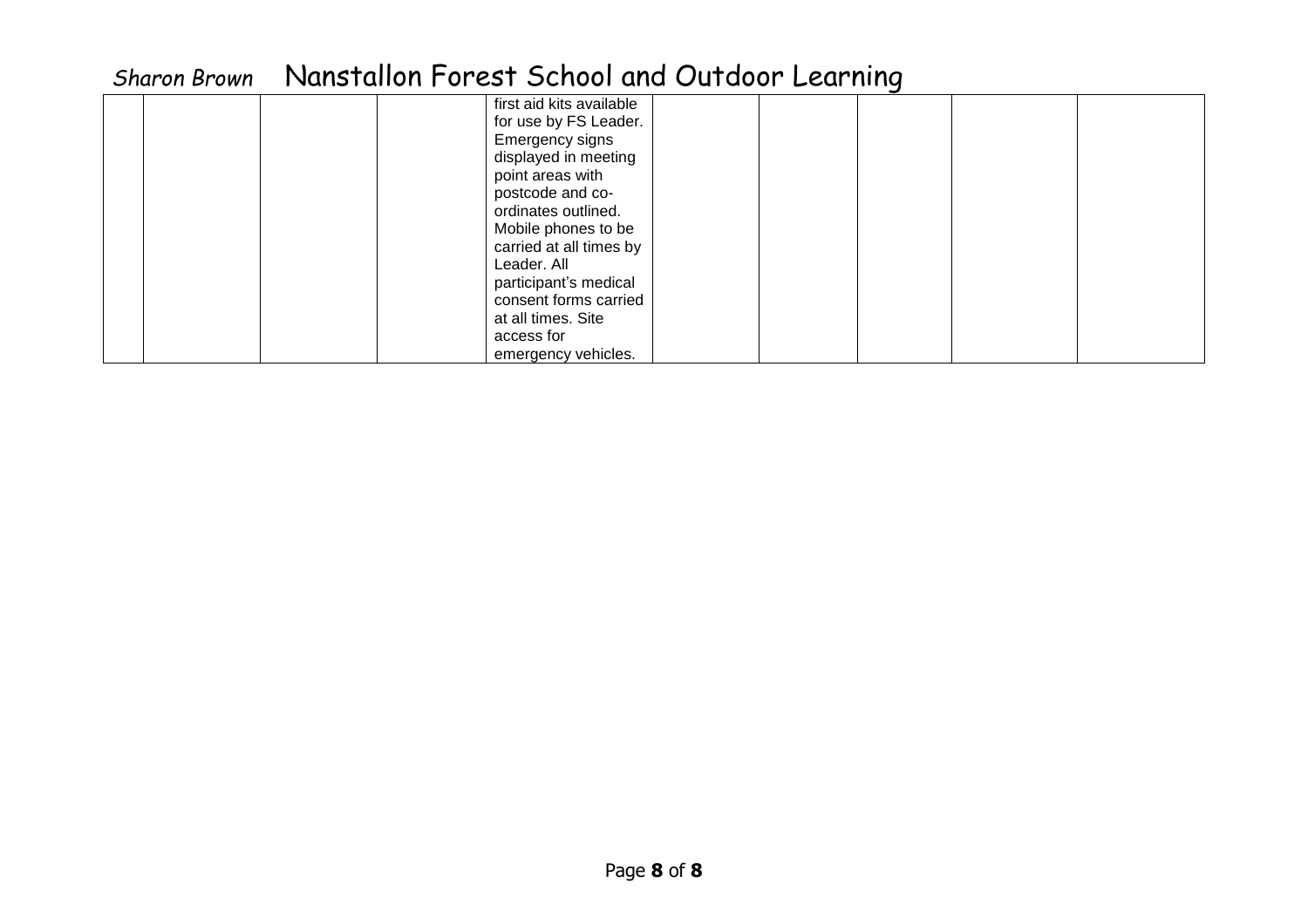| | | | | | | | | | |
|---|---|---|---|---|---|---|---|---|---|
| | | | | first aid kits available for use by FS Leader. Emergency signs displayed in meeting point areas with postcode and co-ordinates outlined. Mobile phones to be carried at all times by Leader. All participant's medical consent forms carried at all times. Site access for emergency vehicles. | | | | | |